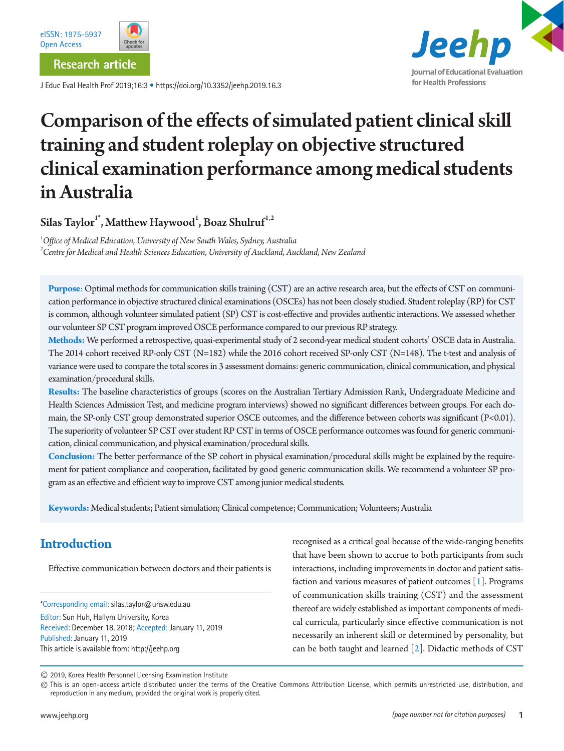Research article

# Comparison of the effects of simulated patient clinical skill training and student roleplay on objective structured clinical examination performance among medical students in Australia

**Silas Taylor[1*], Matthew Haywood[1], Boaz Shulruf[1,2]**

[1]*Office of Medical Education, University of New South Wales, Sydney, Australia*
[2]*Centre for Medical and Health Sciences Education, University of Auckland, Auckland, New Zealand*

**Purpose**: Optimal methods for communication skills training (CST) are an active research area, but the effects of CST on communication performance in objective structured clinical examinations (OSCEs) has not been closely studied. Student roleplay (RP) for CST is common, although volunteer simulated patient (SP) CST is cost-effective and provides authentic interactions. We assessed whether our volunteer SP CST program improved OSCE performance compared to our previous RP strategy.

**Methods:** We performed a retrospective, quasi-experimental study of 2 second-year medical student cohorts' OSCE data in Australia. The 2014 cohort received RP-only CST (N=182) while the 2016 cohort received SP-only CST (N=148). The t-test and analysis of variance were used to compare the total scores in 3 assessment domains: generic communication, clinical communication, and physical examination/procedural skills.

**Results:** The baseline characteristics of groups (scores on the Australian Tertiary Admission Rank, Undergraduate Medicine and Health Sciences Admission Test, and medicine program interviews) showed no significant differences between groups. For each domain, the SP-only CST group demonstrated superior OSCE outcomes, and the difference between cohorts was significant (P<0.01). The superiority of volunteer SP CST over student RP CST in terms of OSCE performance outcomes was found for generic communication, clinical communication, and physical examination/procedural skills.

**Conclusion:** The better performance of the SP cohort in physical examination/procedural skills might be explained by the requirement for patient compliance and cooperation, facilitated by good generic communication skills. We recommend a volunteer SP program as an effective and efficient way to improve CST among junior medical students.

**Keywords:** Medical students; Patient simulation; Clinical competence; Communication; Volunteers; Australia

## Introduction

Effective communication between doctors and their patients is recognised as a critical goal because of the wide-ranging benefits that have been shown to accrue to both participants from such interactions, including improvements in doctor and patient satisfaction and various measures of patient outcomes [1]. Programs of communication skills training (CST) and the assessment thereof are widely established as important components of medical curricula, particularly since effective communication is not necessarily an inherent skill or determined by personality, but can be both taught and learned [2]. Didactic methods of CST

*Corresponding email: silas.taylor@unsw.edu.au
Editor: Sun Huh, Hallym University, Korea
Received: December 18, 2018; Accepted: January 11, 2019
Published: January 11, 2019
This article is available from: http://jeehp.org

© 2019, Korea Health Personnel Licensing Examination Institute
This is an open-access article distributed under the terms of the Creative Commons Attribution License, which permits unrestricted use, distribution, and reproduction in any medium, provided the original work is properly cited.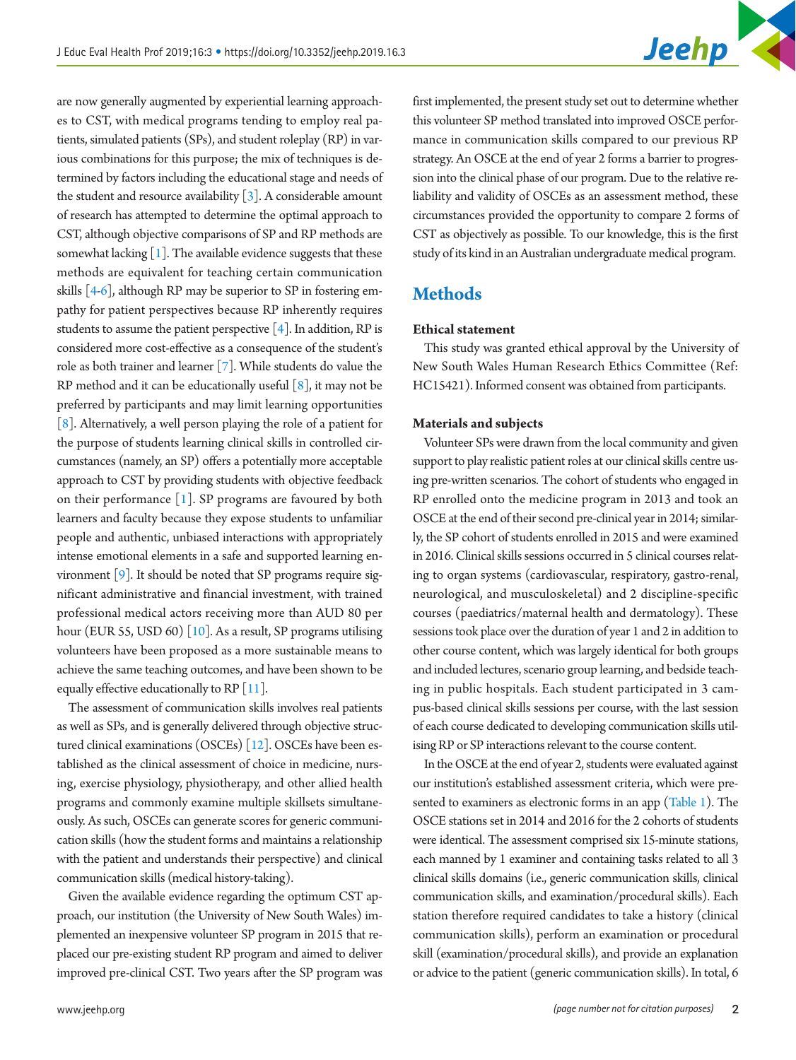are now generally augmented by experiential learning approaches to CST, with medical programs tending to employ real patients, simulated patients (SPs), and student roleplay (RP) in various combinations for this purpose; the mix of techniques is determined by factors including the educational stage and needs of the student and resource availability [3]. A considerable amount of research has attempted to determine the optimal approach to CST, although objective comparisons of SP and RP methods are somewhat lacking [1]. The available evidence suggests that these methods are equivalent for teaching certain communication skills [4-6], although RP may be superior to SP in fostering empathy for patient perspectives because RP inherently requires students to assume the patient perspective [4]. In addition, RP is considered more cost-effective as a consequence of the student's role as both trainer and learner [7]. While students do value the RP method and it can be educationally useful [8], it may not be preferred by participants and may limit learning opportunities [8]. Alternatively, a well person playing the role of a patient for the purpose of students learning clinical skills in controlled circumstances (namely, an SP) offers a potentially more acceptable approach to CST by providing students with objective feedback on their performance [1]. SP programs are favoured by both learners and faculty because they expose students to unfamiliar people and authentic, unbiased interactions with appropriately intense emotional elements in a safe and supported learning environment [9]. It should be noted that SP programs require significant administrative and financial investment, with trained professional medical actors receiving more than AUD 80 per hour (EUR 55, USD 60) [10]. As a result, SP programs utilising volunteers have been proposed as a more sustainable means to achieve the same teaching outcomes, and have been shown to be equally effective educationally to RP [11].

The assessment of communication skills involves real patients as well as SPs, and is generally delivered through objective structured clinical examinations (OSCEs) [12]. OSCEs have been established as the clinical assessment of choice in medicine, nursing, exercise physiology, physiotherapy, and other allied health programs and commonly examine multiple skillsets simultaneously. As such, OSCEs can generate scores for generic communication skills (how the student forms and maintains a relationship with the patient and understands their perspective) and clinical communication skills (medical history-taking).

Given the available evidence regarding the optimum CST approach, our institution (the University of New South Wales) implemented an inexpensive volunteer SP program in 2015 that replaced our pre-existing student RP program and aimed to deliver improved pre-clinical CST. Two years after the SP program was first implemented, the present study set out to determine whether this volunteer SP method translated into improved OSCE performance in communication skills compared to our previous RP strategy. An OSCE at the end of year 2 forms a barrier to progression into the clinical phase of our program. Due to the relative reliability and validity of OSCEs as an assessment method, these circumstances provided the opportunity to compare 2 forms of CST as objectively as possible. To our knowledge, this is the first study of its kind in an Australian undergraduate medical program.

## Methods

### Ethical statement

This study was granted ethical approval by the University of New South Wales Human Research Ethics Committee (Ref: HC15421). Informed consent was obtained from participants.

### Materials and subjects

Volunteer SPs were drawn from the local community and given support to play realistic patient roles at our clinical skills centre using pre-written scenarios. The cohort of students who engaged in RP enrolled onto the medicine program in 2013 and took an OSCE at the end of their second pre-clinical year in 2014; similarly, the SP cohort of students enrolled in 2015 and were examined in 2016. Clinical skills sessions occurred in 5 clinical courses relating to organ systems (cardiovascular, respiratory, gastro-renal, neurological, and musculoskeletal) and 2 discipline-specific courses (paediatrics/maternal health and dermatology). These sessions took place over the duration of year 1 and 2 in addition to other course content, which was largely identical for both groups and included lectures, scenario group learning, and bedside teaching in public hospitals. Each student participated in 3 campus-based clinical skills sessions per course, with the last session of each course dedicated to developing communication skills utilising RP or SP interactions relevant to the course content.

In the OSCE at the end of year 2, students were evaluated against our institution's established assessment criteria, which were presented to examiners as electronic forms in an app (Table 1). The OSCE stations set in 2014 and 2016 for the 2 cohorts of students were identical. The assessment comprised six 15-minute stations, each manned by 1 examiner and containing tasks related to all 3 clinical skills domains (i.e., generic communication skills, clinical communication skills, and examination/procedural skills). Each station therefore required candidates to take a history (clinical communication skills), perform an examination or procedural skill (examination/procedural skills), and provide an explanation or advice to the patient (generic communication skills). In total, 6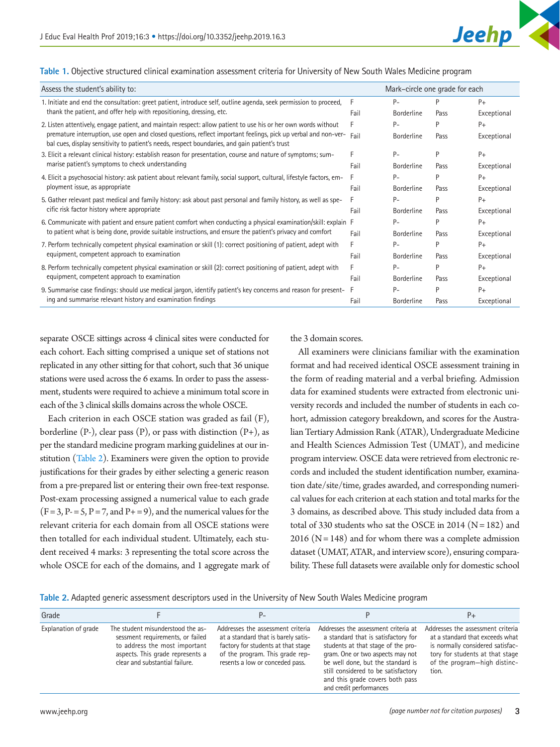**Table 1.** Objective structured clinical examination assessment criteria for University of New South Wales Medicine program

| Assess the student's ability to: | Mark–circle one grade for each | | | |
|---|---|---|---|---|
| 1. Initiate and end the consultation: greet patient, introduce self, outline agenda, seek permission to proceed, thank the patient, and offer help with repositioning, dressing, etc. | F Fail | P- Borderline | P Pass | P+ Exceptional |
| 2. Listen attentively, engage patient, and maintain respect: allow patient to use his or her own words without premature interruption, use open and closed questions, reflect important feelings, pick up verbal and non-verbal cues, display sensitivity to patient's needs, respect boundaries, and gain patient's trust | F Fail | P- Borderline | P Pass | P+ Exceptional |
| 3. Elicit a relevant clinical history: establish reason for presentation, course and nature of symptoms; summarise patient's symptoms to check understanding | F Fail | P- Borderline | P Pass | P+ Exceptional |
| 4. Elicit a psychosocial history: ask patient about relevant family, social support, cultural, lifestyle factors, employment issue, as appropriate | F Fail | P- Borderline | P Pass | P+ Exceptional |
| 5. Gather relevant past medical and family history: ask about past personal and family history, as well as specific risk factor history where appropriate | F Fail | P- Borderline | P Pass | P+ Exceptional |
| 6. Communicate with patient and ensure patient comfort when conducting a physical examination/skill: explain to patient what is being done, provide suitable instructions, and ensure the patient's privacy and comfort | F Fail | P- Borderline | P Pass | P+ Exceptional |
| 7. Perform technically competent physical examination or skill (1): correct positioning of patient, adept with equipment, competent approach to examination | F Fail | P- Borderline | P Pass | P+ Exceptional |
| 8. Perform technically competent physical examination or skill (2): correct positioning of patient, adept with equipment, competent approach to examination | F Fail | P- Borderline | P Pass | P+ Exceptional |
| 9. Summarise case findings: should use medical jargon, identify patient's key concerns and reason for presenting and summarise relevant history and examination findings | F Fail | P- Borderline | P Pass | P+ Exceptional |

separate OSCE sittings across 4 clinical sites were conducted for each cohort. Each sitting comprised a unique set of stations not replicated in any other sitting for that cohort, such that 36 unique stations were used across the 6 exams. In order to pass the assessment, students were required to achieve a minimum total score in each of the 3 clinical skills domains across the whole OSCE.

Each criterion in each OSCE station was graded as fail (F), borderline (P-), clear pass (P), or pass with distinction (P+), as per the standard medicine program marking guidelines at our institution (Table 2). Examiners were given the option to provide justifications for their grades by either selecting a generic reason from a pre-prepared list or entering their own free-text response. Post-exam processing assigned a numerical value to each grade (F = 3, P- = 5, P = 7, and P+ = 9), and the numerical values for the relevant criteria for each domain from all OSCE stations were then totalled for each individual student. Ultimately, each student received 4 marks: 3 representing the total score across the whole OSCE for each of the domains, and 1 aggregate mark of the 3 domain scores.

All examiners were clinicians familiar with the examination format and had received identical OSCE assessment training in the form of reading material and a verbal briefing. Admission data for examined students were extracted from electronic university records and included the number of students in each cohort, admission category breakdown, and scores for the Australian Tertiary Admission Rank (ATAR), Undergraduate Medicine and Health Sciences Admission Test (UMAT), and medicine program interview. OSCE data were retrieved from electronic records and included the student identification number, examination date/site/time, grades awarded, and corresponding numerical values for each criterion at each station and total marks for the 3 domains, as described above. This study included data from a total of 330 students who sat the OSCE in 2014 (N = 182) and 2016 (N = 148) and for whom there was a complete admission dataset (UMAT, ATAR, and interview score), ensuring comparability. These full datasets were available only for domestic school

**Table 2.** Adapted generic assessment descriptors used in the University of New South Wales Medicine program

| Grade | F | P- | P | P+ |
|---|---|---|---|---|
| Explanation of grade | The student misunderstood the assessment requirements, or failed to address the most important aspects. This grade represents a clear and substantial failure. | Addresses the assessment criteria at a standard that is barely satisfactory for students at that stage of the program. This grade represents a low or conceded pass. | Addresses the assessment criteria at a standard that is satisfactory for students at that stage of the program. One or two aspects may not be well done, but the standard is still considered to be satisfactory and this grade covers both pass and credit performances | Addresses the assessment criteria at a standard that exceeds what is normally considered satisfactory for students at that stage of the program—high distinction. |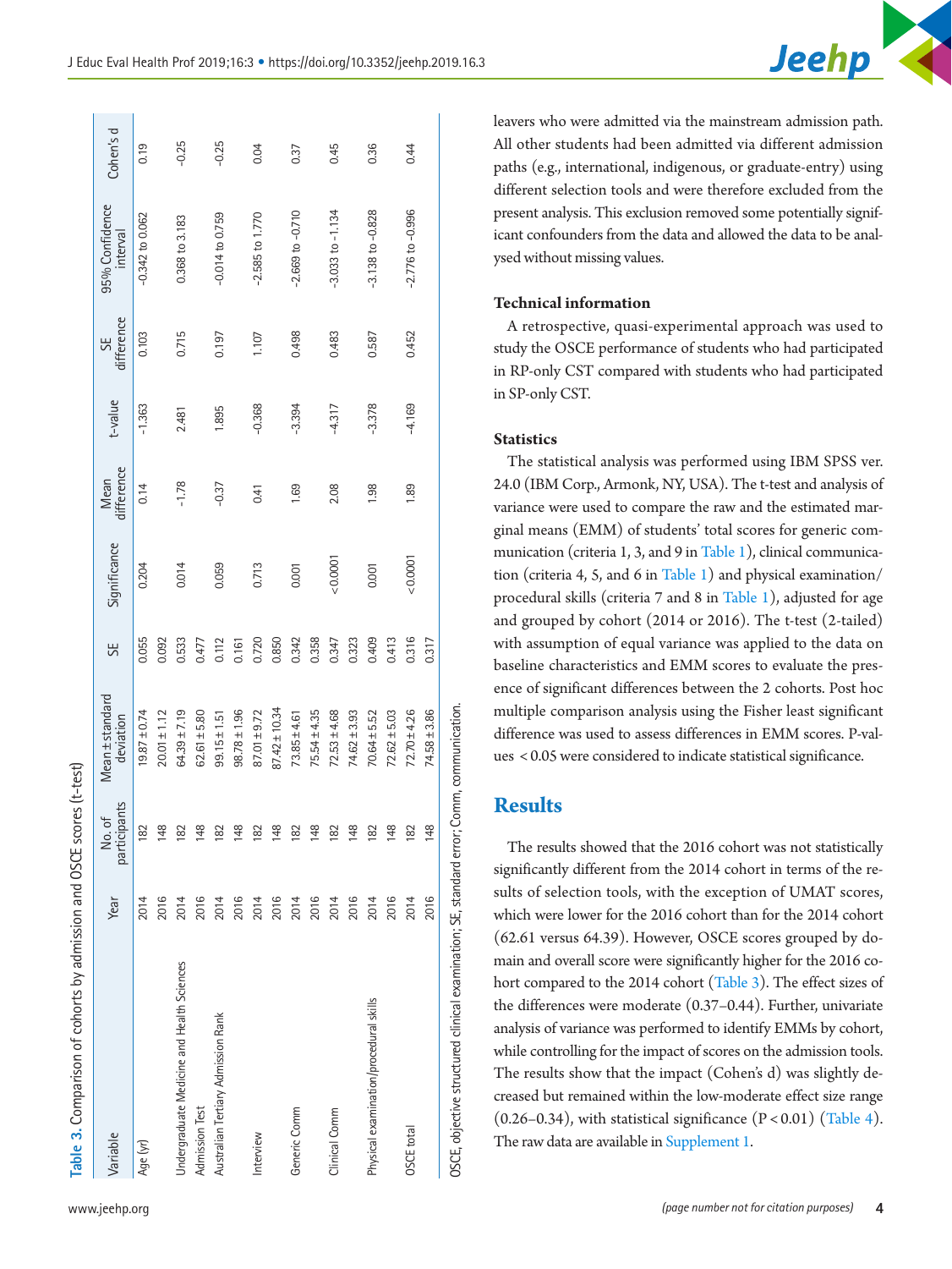**Table 3.** Comparison of cohorts by admission and OSCE scores (t-test)

| Variable | Year | No. of participants | Mean ± standard deviation | SE | Significance | Mean difference | t-value | SE difference | 95% Confidence interval | Cohen's d |
|---|---|---|---|---|---|---|---|---|---|---|
| Age (yr) | 2014 | 182 | 19.87 ± 0.74 | 0.055 | 0.204 | 0.14 | -1.363 | 0.103 | -0.342 to 0.062 | 0.19 |
| | 2016 | 148 | 20.01 ± 1.12 | 0.092 | | | | | | |
| Undergraduate Medicine and Health Sciences Admission Test | 2014 | 182 | 64.39 ± 7.19 | 0.533 | 0.014 | -1.78 | 2.481 | 0.715 | 0.368 to 3.183 | -0.25 |
| | 2016 | 148 | 62.61 ± 5.80 | 0.477 | | | | | | |
| Australian Tertiary Admission Rank | 2014 | 182 | 99.15 ± 1.51 | 0.112 | 0.059 | -0.37 | 1.895 | 0.197 | -0.014 to 0.759 | -0.25 |
| | 2016 | 148 | 98.78 ± 1.96 | 0.161 | | | | | | |
| Interview | 2014 | 182 | 87.01 ± 9.72 | 0.720 | 0.713 | 0.41 | -0.368 | 1.107 | -2.585 to 1.770 | 0.04 |
| | 2016 | 148 | 87.42 ± 10.34 | 0.850 | | | | | | |
| Generic Comm | 2014 | 182 | 73.85 ± 4.61 | 0.342 | 0.001 | 1.69 | -3.394 | 0.498 | -2.669 to -0.710 | 0.37 |
| | 2016 | 148 | 75.54 ± 4.35 | 0.358 | | | | | | |
| Clinical Comm | 2014 | 182 | 72.53 ± 4.68 | 0.347 | < 0.0001 | 2.08 | -4.317 | 0.483 | -3.033 to -1.134 | 0.45 |
| | 2016 | 148 | 74.62 ± 3.93 | 0.323 | | | | | | |
| Physical examination/procedural skills | 2014 | 182 | 70.64 ± 5.52 | 0.409 | 0.001 | 1.98 | -3.378 | 0.587 | -3.138 to -0.828 | 0.36 |
| | 2016 | 148 | 72.62 ± 5.03 | 0.413 | | | | | | |
| OSCE total | 2014 | 182 | 72.70 ± 4.26 | 0.316 | < 0.0001 | 1.89 | -4.169 | 0.452 | -2.776 to -0.996 | 0.44 |
| | 2016 | 148 | 74.58 ± 3.86 | 0.317 | | | | | | |

OSCE, objective structured clinical examination; SE, standard error; Comm, communication.

leavers who were admitted via the mainstream admission path. All other students had been admitted via different admission paths (e.g., international, indigenous, or graduate-entry) using different selection tools and were therefore excluded from the present analysis. This exclusion removed some potentially significant confounders from the data and allowed the data to be analysed without missing values.

### Technical information

A retrospective, quasi-experimental approach was used to study the OSCE performance of students who had participated in RP-only CST compared with students who had participated in SP-only CST.

### Statistics

The statistical analysis was performed using IBM SPSS ver. 24.0 (IBM Corp., Armonk, NY, USA). The t-test and analysis of variance were used to compare the raw and the estimated marginal means (EMM) of students' total scores for generic communication (criteria 1, 3, and 9 in Table 1), clinical communication (criteria 4, 5, and 6 in Table 1) and physical examination/procedural skills (criteria 7 and 8 in Table 1), adjusted for age and grouped by cohort (2014 or 2016). The t-test (2-tailed) with assumption of equal variance was applied to the data on baseline characteristics and EMM scores to evaluate the presence of significant differences between the 2 cohorts. Post hoc multiple comparison analysis using the Fisher least significant difference was used to assess differences in EMM scores. P-values $< 0.05$ were considered to indicate statistical significance.

## Results

The results showed that the 2016 cohort was not statistically significantly different from the 2014 cohort in terms of the results of selection tools, with the exception of UMAT scores, which were lower for the 2016 cohort than for the 2014 cohort (62.61 versus 64.39). However, OSCE scores grouped by domain and overall score were significantly higher for the 2016 cohort compared to the 2014 cohort (Table 3). The effect sizes of the differences were moderate (0.37–0.44). Further, univariate analysis of variance was performed to identify EMMs by cohort, while controlling for the impact of scores on the admission tools. The results show that the impact (Cohen's d) was slightly decreased but remained within the low-moderate effect size range (0.26–0.34), with statistical significance ($P < 0.01$) (Table 4). The raw data are available in Supplement 1.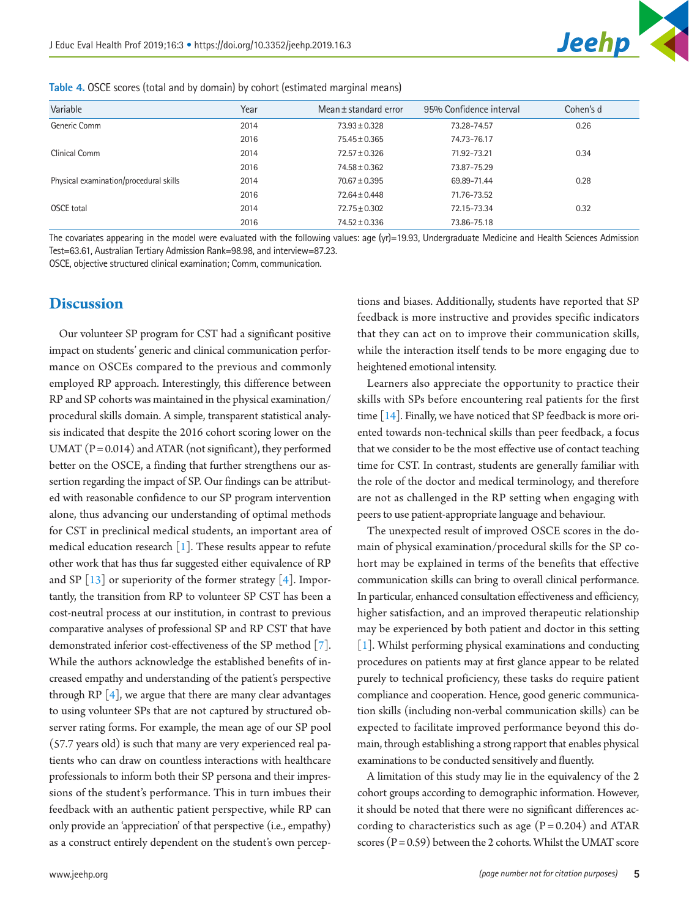**Table 4.** OSCE scores (total and by domain) by cohort (estimated marginal means)

| Variable | Year | Mean ± standard error | 95% Confidence interval | Cohen's d |
|---|---|---|---|---|
| Generic Comm | 2014 | 73.93 ± 0.328 | 73.28–74.57 | 0.26 |
| | 2016 | 75.45 ± 0.365 | 74.73–76.17 | |
| Clinical Comm | 2014 | 72.57 ± 0.326 | 71.92–73.21 | 0.34 |
| | 2016 | 74.58 ± 0.362 | 73.87–75.29 | |
| Physical examination/procedural skills | 2014 | 70.67 ± 0.395 | 69.89–71.44 | 0.28 |
| | 2016 | 72.64 ± 0.448 | 71.76–73.52 | |
| OSCE total | 2014 | 72.75 ± 0.302 | 72.15–73.34 | 0.32 |
| | 2016 | 74.52 ± 0.336 | 73.86–75.18 | |

The covariates appearing in the model were evaluated with the following values: age (yr) = 19.93, Undergraduate Medicine and Health Sciences Admission Test = 63.61, Australian Tertiary Admission Rank = 98.98, and interview = 87.23.
OSCE, objective structured clinical examination; Comm, communication.

# Discussion

Our volunteer SP program for CST had a significant positive impact on students' generic and clinical communication performance on OSCEs compared to the previous and commonly employed RP approach. Interestingly, this difference between RP and SP cohorts was maintained in the physical examination/procedural skills domain. A simple, transparent statistical analysis indicated that despite the 2016 cohort scoring lower on the UMAT ($P = 0.014$) and ATAR (not significant), they performed better on the OSCE, a finding that further strengthens our assertion regarding the impact of SP. Our findings can be attributed with reasonable confidence to our SP program intervention alone, thus advancing our understanding of optimal methods for CST in preclinical medical students, an important area of medical education research [1]. These results appear to refute other work that has thus far suggested either equivalence of RP and SP [13] or superiority of the former strategy [4]. Importantly, the transition from RP to volunteer SP CST has been a cost-neutral process at our institution, in contrast to previous comparative analyses of professional SP and RP CST that have demonstrated inferior cost-effectiveness of the SP method [7]. While the authors acknowledge the established benefits of increased empathy and understanding of the patient's perspective through RP [4], we argue that there are many clear advantages to using volunteer SPs that are not captured by structured observer rating forms. For example, the mean age of our SP pool (57.7 years old) is such that many are very experienced real patients who can draw on countless interactions with healthcare professionals to inform both their SP persona and their impressions of the student's performance. This in turn imbues their feedback with an authentic patient perspective, while RP can only provide an 'appreciation' of that perspective (i.e., empathy) as a construct entirely dependent on the student's own perceptions and biases. Additionally, students have reported that SP feedback is more instructive and provides specific indicators that they can act on to improve their communication skills, while the interaction itself tends to be more engaging due to heightened emotional intensity.

Learners also appreciate the opportunity to practice their skills with SPs before encountering real patients for the first time [14]. Finally, we have noticed that SP feedback is more oriented towards non-technical skills than peer feedback, a focus that we consider to be the most effective use of contact teaching time for CST. In contrast, students are generally familiar with the role of the doctor and medical terminology, and therefore are not as challenged in the RP setting when engaging with peers to use patient-appropriate language and behaviour.

The unexpected result of improved OSCE scores in the domain of physical examination/procedural skills for the SP cohort may be explained in terms of the benefits that effective communication skills can bring to overall clinical performance. In particular, enhanced consultation effectiveness and efficiency, higher satisfaction, and an improved therapeutic relationship may be experienced by both patient and doctor in this setting [1]. Whilst performing physical examinations and conducting procedures on patients may at first glance appear to be related purely to technical proficiency, these tasks do require patient compliance and cooperation. Hence, good generic communication skills (including non-verbal communication skills) can be expected to facilitate improved performance beyond this domain, through establishing a strong rapport that enables physical examinations to be conducted sensitively and fluently.

A limitation of this study may lie in the equivalency of the 2 cohort groups according to demographic information. However, it should be noted that there were no significant differences according to characteristics such as age ($P = 0.204$) and ATAR scores ($P = 0.59$) between the 2 cohorts. Whilst the UMAT score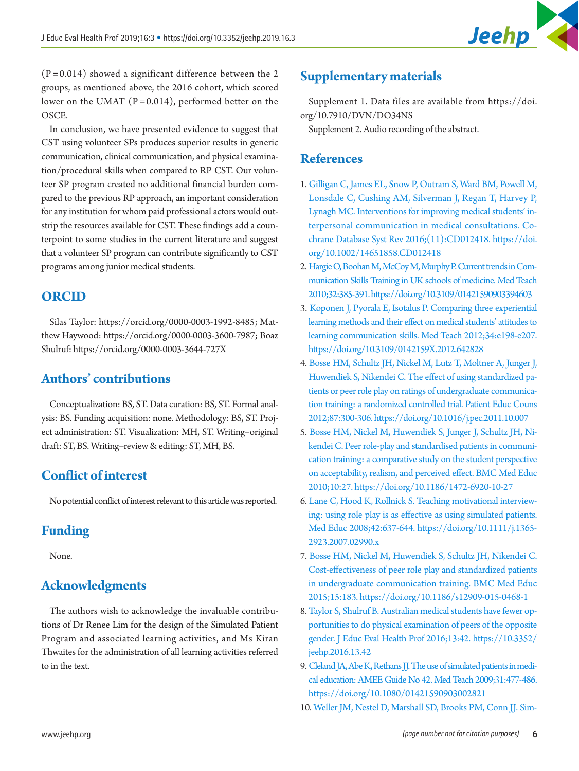(P=0.014) showed a significant difference between the 2 groups, as mentioned above, the 2016 cohort, which scored lower on the UMAT (P=0.014), performed better on the OSCE.

In conclusion, we have presented evidence to suggest that CST using volunteer SPs produces superior results in generic communication, clinical communication, and physical examination/procedural skills when compared to RP CST. Our volunteer SP program created no additional financial burden compared to the previous RP approach, an important consideration for any institution for whom paid professional actors would outstrip the resources available for CST. These findings add a counterpoint to some studies in the current literature and suggest that a volunteer SP program can contribute significantly to CST programs among junior medical students.

## ORCID

Silas Taylor: https://orcid.org/0000-0003-1992-8485; Matthew Haywood: https://orcid.org/0000-0003-3600-7987; Boaz Shulruf: https://orcid.org/0000-0003-3644-727X

## Authors' contributions

Conceptualization: BS, ST. Data curation: BS, ST. Formal analysis: BS. Funding acquisition: none. Methodology: BS, ST. Project administration: ST. Visualization: MH, ST. Writing–original draft: ST, BS. Writing–review & editing: ST, MH, BS.

## Conflict of interest

No potential conflict of interest relevant to this article was reported.

## Funding

None.

## Acknowledgments

The authors wish to acknowledge the invaluable contributions of Dr Renee Lim for the design of the Simulated Patient Program and associated learning activities, and Ms Kiran Thwaites for the administration of all learning activities referred to in the text.

## Supplementary materials

Supplement 1. Data files are available from https://doi.org/10.7910/DVN/DO34NS

Supplement 2. Audio recording of the abstract.

## References

1. Gilligan C, James EL, Snow P, Outram S, Ward BM, Powell M, Lonsdale C, Cushing AM, Silverman J, Regan T, Harvey P, Lynagh MC. Interventions for improving medical students' interpersonal communication in medical consultations. Cochrane Database Syst Rev 2016;(11):CD012418. https://doi.org/10.1002/14651858.CD012418
2. Hargie O, Boohan M, McCoy M, Murphy P. Current trends in Communication Skills Training in UK schools of medicine. Med Teach 2010;32:385-391. https://doi.org/10.3109/01421590903394603
3. Koponen J, Pyorala E, Isotalus P. Comparing three experiential learning methods and their effect on medical students' attitudes to learning communication skills. Med Teach 2012;34:e198-e207. https://doi.org/10.3109/0142159X.2012.642828
4. Bosse HM, Schultz JH, Nickel M, Lutz T, Moltner A, Junger J, Huwendiek S, Nikendei C. The effect of using standardized patients or peer role play on ratings of undergraduate communication training: a randomized controlled trial. Patient Educ Couns 2012;87:300-306. https://doi.org/10.1016/j.pec.2011.10.007
5. Bosse HM, Nickel M, Huwendiek S, Junger J, Schultz JH, Nikendei C. Peer role-play and standardised patients in communication training: a comparative study on the student perspective on acceptability, realism, and perceived effect. BMC Med Educ 2010;10:27. https://doi.org/10.1186/1472-6920-10-27
6. Lane C, Hood K, Rollnick S. Teaching motivational interviewing: using role play is as effective as using simulated patients. Med Educ 2008;42:637-644. https://doi.org/10.1111/j.1365-2923.2007.02990.x
7. Bosse HM, Nickel M, Huwendiek S, Schultz JH, Nikendei C. Cost-effectiveness of peer role play and standardized patients in undergraduate communication training. BMC Med Educ 2015;15:183. https://doi.org/10.1186/s12909-015-0468-1
8. Taylor S, Shulruf B. Australian medical students have fewer opportunities to do physical examination of peers of the opposite gender. J Educ Eval Health Prof 2016;13:42. https://10.3352/jeehp.2016.13.42
9. Cleland JA, Abe K, Rethans JJ. The use of simulated patients in medical education: AMEE Guide No 42. Med Teach 2009;31:477-486. https://doi.org/10.1080/01421590903002821
10. Weller JM, Nestel D, Marshall SD, Brooks PM, Conn JJ. Sim-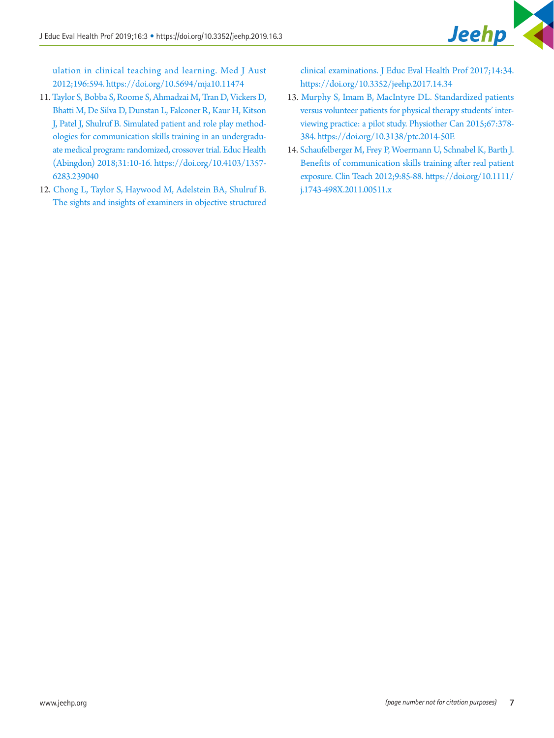ulation in clinical teaching and learning. Med J Aust 2012;196:594. https://doi.org/10.5694/mja10.11474

11. Taylor S, Bobba S, Roome S, Ahmadzai M, Tran D, Vickers D, Bhatti M, De Silva D, Dunstan L, Falconer R, Kaur H, Kitson J, Patel J, Shulruf B. Simulated patient and role play methodologies for communication skills training in an undergraduate medical program: randomized, crossover trial. Educ Health (Abingdon) 2018;31:10-16. https://doi.org/10.4103/1357-6283.239040
12. Chong L, Taylor S, Haywood M, Adelstein BA, Shulruf B. The sights and insights of examiners in objective structured clinical examinations. J Educ Eval Health Prof 2017;14:34. https://doi.org/10.3352/jeehp.2017.14.34
13. Murphy S, Imam B, MacIntyre DL. Standardized patients versus volunteer patients for physical therapy students' interviewing practice: a pilot study. Physiother Can 2015;67:378-384. https://doi.org/10.3138/ptc.2014-50E
14. Schaufelberger M, Frey P, Woermann U, Schnabel K, Barth J. Benefits of communication skills training after real patient exposure. Clin Teach 2012;9:85-88. https://doi.org/10.1111/j.1743-498X.2011.00511.x